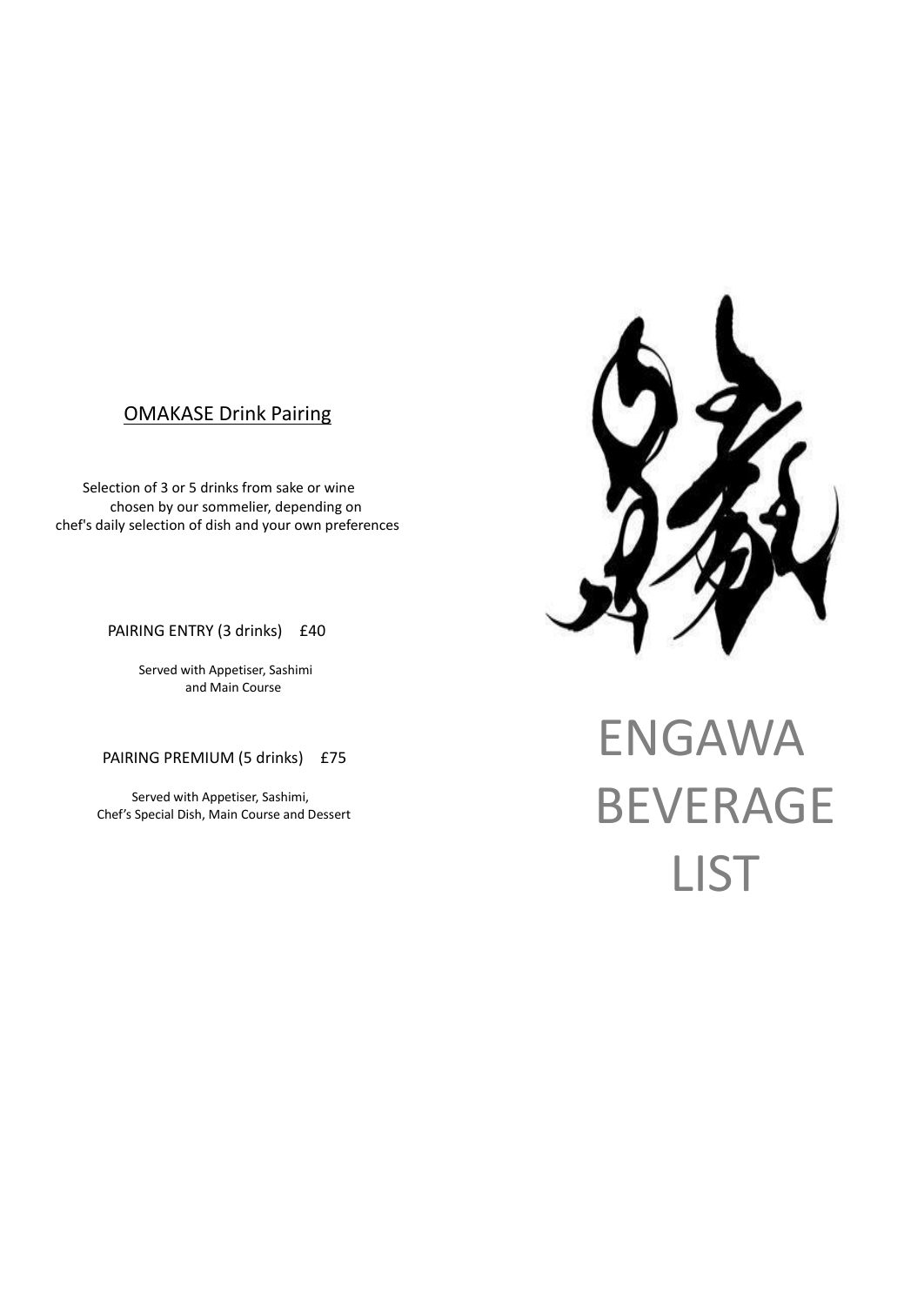# ENGAWA BEVERAGE LIST

## OMAKASE Drink Pairing

Selection of 3 or 5 drinks from sake or wine chosen by our sommelier, depending on chef's daily selection of dish and your own preferences

PAIRING ENTRY (3 drinks) £40

Served with Appetiser, Sashimi and Main Course

PAIRING PREMIUM (5 drinks) £75

Served with Appetiser, Sashimi, Chef's Special Dish, Main Course and Dessert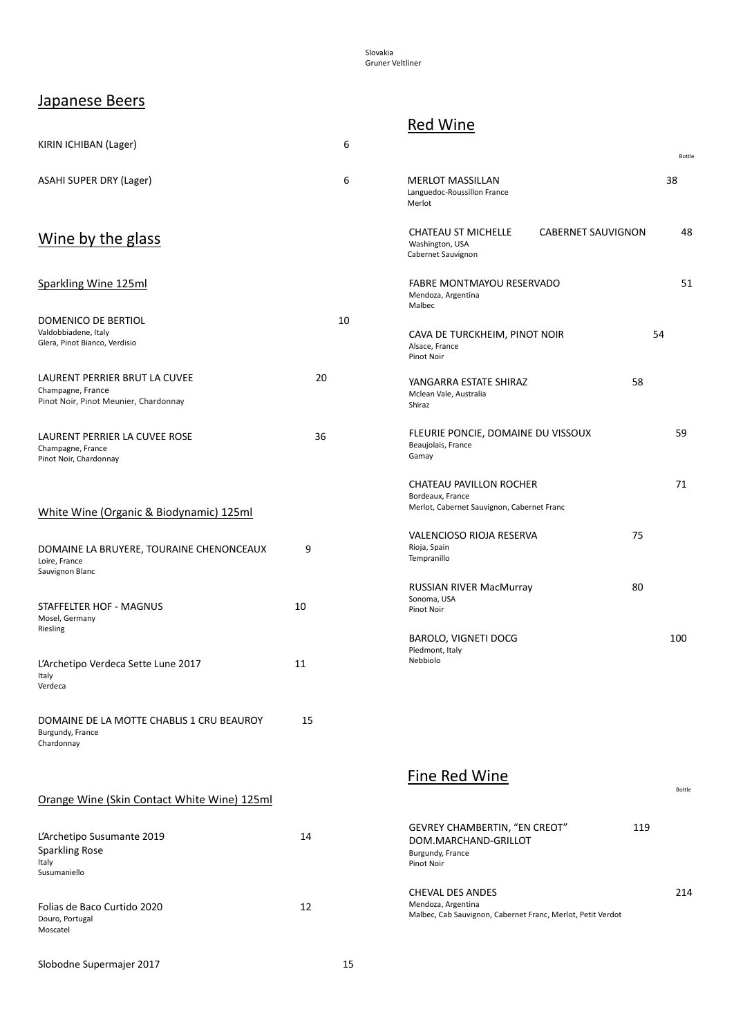Slovakia
Gruner Veltliner

## Japanese Beers

KIRIN ICHIBAN (Lager) 6

ASAHI SUPER DRY (Lager) 6

## Wine by the glass

### Sparkling Wine 125ml

DOMENICO DE BERTIOL 10
Valdobbiadene, Italy
Glera, Pinot Bianco, Verdisio

LAURENT PERRIER BRUT LA CUVEE 20
Champagne, France
Pinot Noir, Pinot Meunier, Chardonnay

LAURENT PERRIER LA CUVEE ROSE 36
Champagne, France
Pinot Noir, Chardonnay

### White Wine (Organic & Biodynamic) 125ml

DOMAINE LA BRUYERE, TOURAINE CHENONCEAUX 9
Loire, France
Sauvignon Blanc

STAFFELTER HOF - MAGNUS 10
Mosel, Germany
Riesling

L'Archetipo Verdeca Sette Lune 2017 11
Italy
Verdeca

DOMAINE DE LA MOTTE CHABLIS 1 CRU BEAUROY 15
Burgundy, France
Chardonnay

### Orange Wine (Skin Contact White Wine) 125ml

L'Archetipo Susumante 2019 14
Sparkling Rose
Italy
Susumaniello

Folias de Baco Curtido 2020 12
Douro, Portugal
Moscatel

Slobodne Supermajer 2017 15

## Red Wine

Bottle

MERLOT MASSILLAN 38
Languedoc-Roussillon France
Merlot

CHATEAU ST MICHELLE CABERNET SAUVIGNON 48
Washington, USA
Cabernet Sauvignon

FABRE MONTMAYOU RESERVADO 51
Mendoza, Argentina
Malbec

CAVA DE TURCKHEIM, PINOT NOIR 54
Alsace, France
Pinot Noir

YANGARRA ESTATE SHIRAZ 58
Mclean Vale, Australia
Shiraz

FLEURIE PONCIE, DOMAINE DU VISSOUX 59
Beaujolais, France
Gamay

CHATEAU PAVILLON ROCHER 71
Bordeaux, France
Merlot, Cabernet Sauvignon, Cabernet Franc

VALENCIOSO RIOJA RESERVA 75
Rioja, Spain
Tempranillo

RUSSIAN RIVER MacMurray 80
Sonoma, USA
Pinot Noir

BAROLO, VIGNETI DOCG 100
Piedmont, Italy
Nebbiolo

## Fine Red Wine

Bottle

GEVREY CHAMBERTIN, "EN CREOT" DOM.MARCHAND-GRILLOT 119
Burgundy, France
Pinot Noir

CHEVAL DES ANDES 214
Mendoza, Argentina
Malbec, Cab Sauvignon, Cabernet Franc, Merlot, Petit Verdot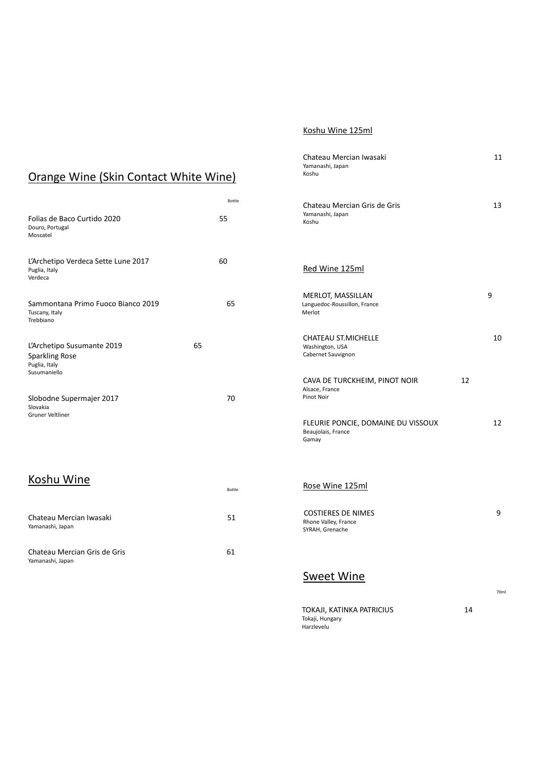## Orange Wine (Skin Contact White Wine)

| | Bottle |
|---|---|
| Folias de Baco Curtido 2020<br>Douro, Portugal<br>Moscatel | 55 |
| L'Archetipo Verdeca Sette Lune 2017<br>Puglia, Italy<br>Verdeca | 60 |
| Sammontana Primo Fuoco Bianco 2019<br>Tuscany, Italy<br>Trebbiano | 65 |
| L'Archetipo Susumante 2019<br>Sparkling Rose<br>Puglia, Italy<br>Susumaniello | 65 |
| Slobodne Supermajer 2017<br>Slovakia<br>Gruner Veltliner | 70 |

## Koshu Wine

| | Bottle |
|---|---|
| Chateau Mercian Iwasaki<br>Yamanashi, Japan | 51 |
| Chateau Mercian Gris de Gris<br>Yamanashi, Japan | 61 |

### Koshu Wine 125ml

| | |
|---|---|
| Chateau Mercian Iwasaki<br>Yamanashi, Japan<br>Koshu | 11 |
| Chateau Mercian Gris de Gris<br>Yamanashi, Japan<br>Koshu | 13 |

### Red Wine 125ml

| | |
|---|---|
| MERLOT, MASSILLAN<br>Languedoc-Roussillon, France<br>Merlot | 9 |
| CHATEAU ST.MICHELLE<br>Washington, USA<br>Cabernet Sauvignon | 10 |
| CAVA DE TURCKHEIM, PINOT NOIR<br>Alsace, France<br>Pinot Noir | 12 |
| FLEURIE PONCIE, DOMAINE DU VISSOUX<br>Beaujolais, France<br>Gamay | 12 |

### Rose Wine 125ml

| | |
|---|---|
| COSTIERES DE NIMES<br>Rhone Valley, France<br>SYRAH, Grenache | 9 |

## Sweet Wine

| | 70ml |
|---|---|
| TOKAJI, KATINKA PATRICIUS<br>Tokaji, Hungary<br>Harzlevelu | 14 |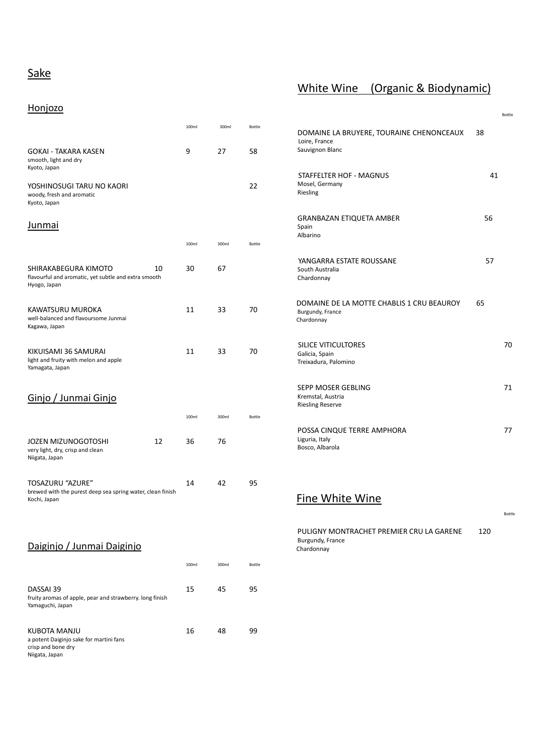# Sake

## Honjozo

| | 100ml | 300ml | Bottle |
|---|---|---|---|
| GOKAI - TAKARA KASEN<br>smooth, light and dry<br>Kyoto, Japan | 9 | 27 | 58 |
| YOSHINOSUGI TARU NO KAORI<br>woody, fresh and aromatic<br>Kyoto, Japan | | | 22 |

## Junmai

| | 100ml | 300ml | Bottle |
|---|---|---|---|
| SHIRAKABEGURA KIMOTO<br>flavourful and aromatic, yet subtle and extra smooth<br>Hyogo, Japan | 10 | 30 | 67 |
| KAWATSURU MUROKA<br>well-balanced and flavoursome Junmai<br>Kagawa, Japan | 11 | 33 | 70 |
| KIKUISAMI 36 SAMURAI<br>light and fruity with melon and apple<br>Yamagata, Japan | 11 | 33 | 70 |

## Ginjo / Junmai Ginjo

| | 100ml | 300ml | Bottle |
|---|---|---|---|
| JOZEN MIZUNOGOTOSHI<br>very light, dry, crisp and clean<br>Niigata, Japan | 12 | 36 | 76 |
| TOSAZURU "AZURE"<br>brewed with the purest deep sea spring water, clean finish<br>Kochi, Japan | 14 | 42 | 95 |

## Daiginjo / Junmai Daiginjo

| | 100ml | 300ml | Bottle |
|---|---|---|---|
| DASSAI 39<br>fruity aromas of apple, pear and strawberry. long finish<br>Yamaguchi, Japan | 15 | 45 | 95 |
| KUBOTA MANJU<br>a potent Daiginjo sake for martini fans<br>crisp and bone dry<br>Niigata, Japan | 16 | 48 | 99 |

# White Wine (Organic & Biodynamic)

| | Bottle |
|---|---|
| DOMAINE LA BRUYERE, TOURAINE CHENONCEAUX<br>Loire, France<br>Sauvignon Blanc | 38 |
| STAFFELTER HOF - MAGNUS<br>Mosel, Germany<br>Riesling | 41 |
| GRANBAZAN ETIQUETA AMBER<br>Spain<br>Albarino | 56 |
| YANGARRA ESTATE ROUSSANE<br>South Australia<br>Chardonnay | 57 |
| DOMAINE DE LA MOTTE CHABLIS 1 CRU BEAUROY<br>Burgundy, France<br>Chardonnay | 65 |
| SILICE VITICULTORES<br>Galicia, Spain<br>Treixadura, Palomino | 70 |
| SEPP MOSER GEBLING<br>Kremstal, Austria<br>Riesling Reserve | 71 |
| POSSA CINQUE TERRE AMPHORA<br>Liguria, Italy<br>Bosco, Albarola | 77 |

# Fine White Wine

| | Bottle |
|---|---|
| PULIGNY MONTRACHET PREMIER CRU LA GARENE<br>Burgundy, France<br>Chardonnay | 120 |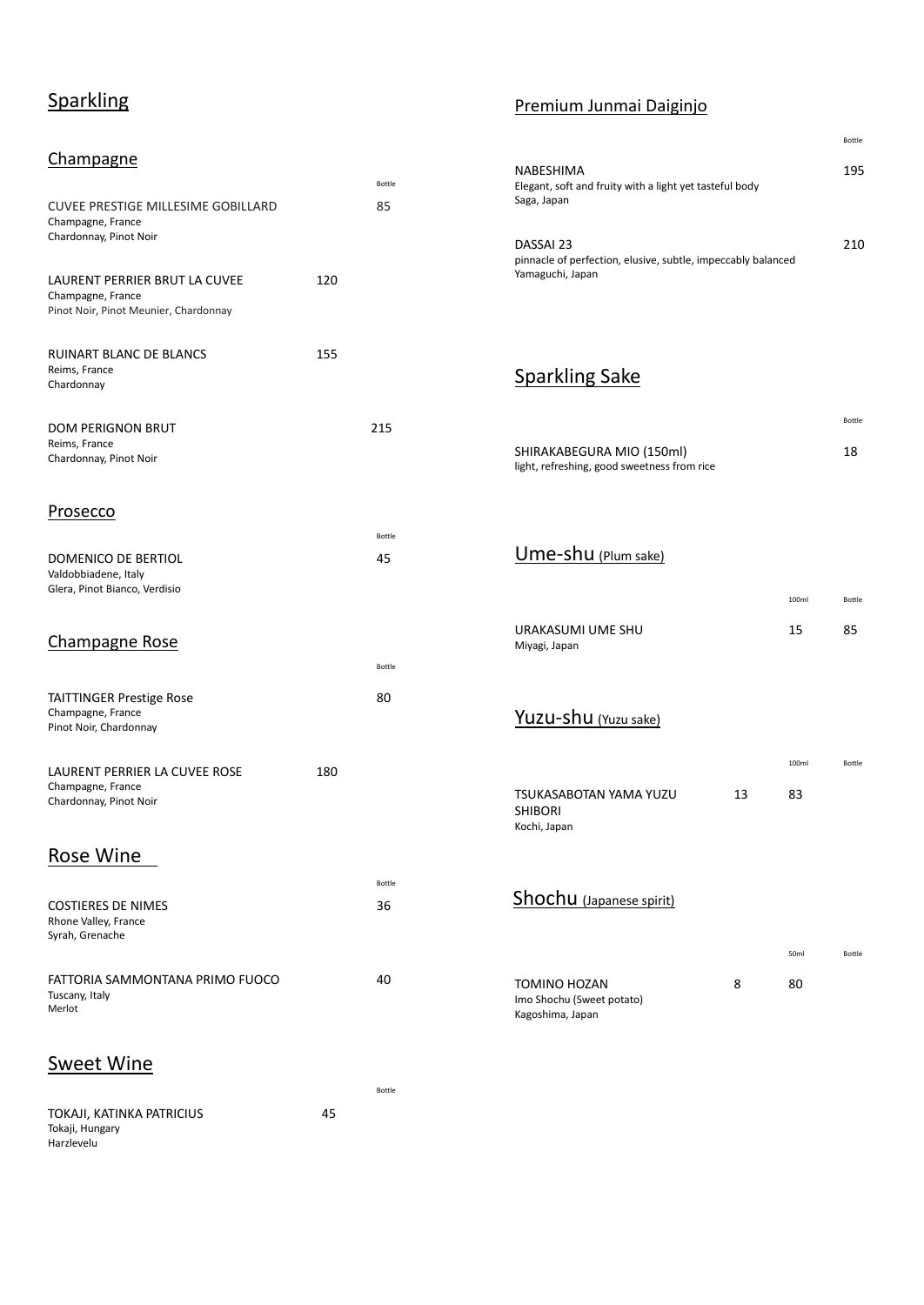# Sparkling

## Champagne

| | | Bottle |
|---|---|---|
| CUVEE PRESTIGE MILLESIME GOBILLARD<br>Champagne, France<br>Chardonnay, Pinot Noir | | 85 |
| LAURENT PERRIER BRUT LA CUVEE<br>Champagne, France<br>Pinot Noir, Pinot Meunier, Chardonnay | 120 | |
| RUINART BLANC DE BLANCS<br>Reims, France<br>Chardonnay | 155 | |
| DOM PERIGNON BRUT<br>Reims, France<br>Chardonnay, Pinot Noir | | 215 |

## Prosecco

| | Bottle |
|---|---|
| DOMENICO DE BERTIOL<br>Valdobbiadene, Italy<br>Glera, Pinot Bianco, Verdisio | 45 |

## Champagne Rose

| | | Bottle |
|---|---|---|
| TAITTINGER Prestige Rose<br>Champagne, France<br>Pinot Noir, Chardonnay | | 80 |
| LAURENT PERRIER LA CUVEE ROSE<br>Champagne, France<br>Chardonnay, Pinot Noir | 180 | |

## Rose Wine

| | Bottle |
|---|---|
| COSTIERES DE NIMES<br>Rhone Valley, France<br>Syrah, Grenache | 36 |
| FATTORIA SAMMONTANA PRIMO FUOCO<br>Tuscany, Italy<br>Merlot | 40 |

## Sweet Wine

| | | Bottle |
|---|---|---|
| TOKAJI, KATINKA PATRICIUS<br>Tokaji, Hungary<br>Harzlevelu | 45 | |

## Premium Junmai Daiginjo

| | Bottle |
|---|---|
| NABESHIMA<br>Elegant, soft and fruity with a light yet tasteful body<br>Saga, Japan | 195 |
| DASSAI 23<br>pinnacle of perfection, elusive, subtle, impeccably balanced<br>Yamaguchi, Japan | 210 |

## Sparkling Sake

| | Bottle |
|---|---|
| SHIRAKABEGURA MIO (150ml)<br>light, refreshing, good sweetness from rice | 18 |

## Ume-shu (Plum sake)

| | 100ml | Bottle |
|---|---|---|
| URAKASUMI UME SHU<br>Miyagi, Japan | 15 | 85 |

## Yuzu-shu (Yuzu sake)

| | | 100ml | Bottle |
|---|---|---|---|
| TSUKASABOTAN YAMA YUZU SHIBORI<br>Kochi, Japan | 13 | 83 | |

## Shochu (Japanese spirit)

| | | 50ml | Bottle |
|---|---|---|---|
| TOMINO HOZAN<br>Imo Shochu (Sweet potato)<br>Kagoshima, Japan | 8 | 80 | |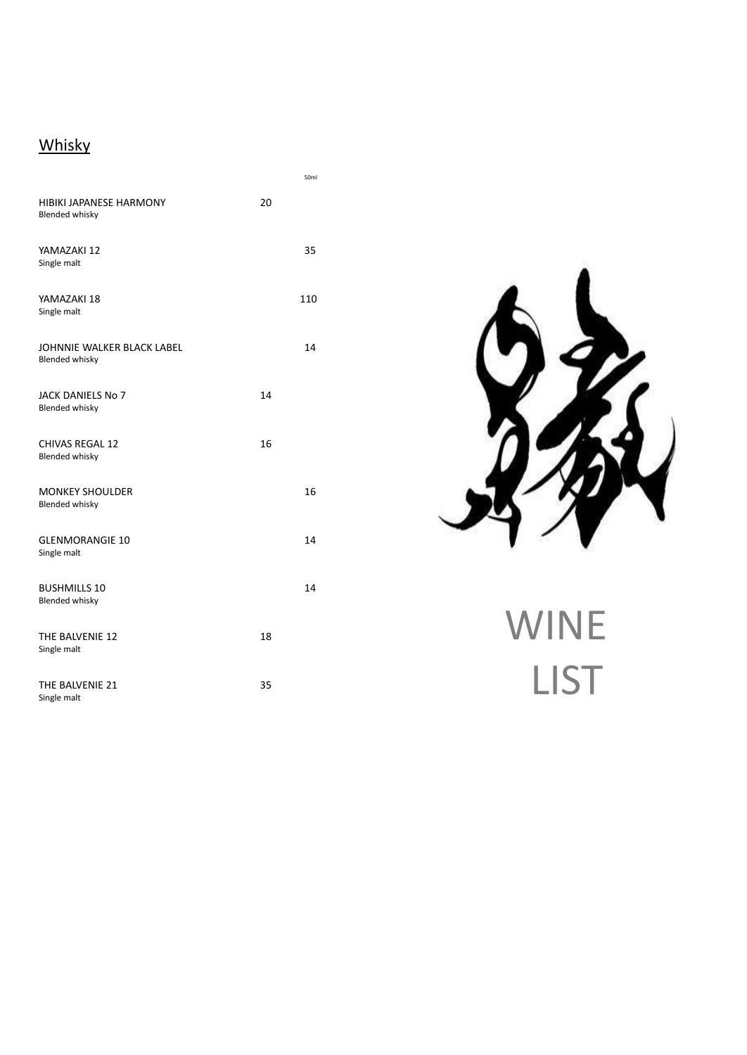## Whisky

| | | 50ml |
|---|---|---|
| HIBIKI JAPANESE HARMONY<br>Blended whisky | 20 | |
| YAMAZAKI 12<br>Single malt | | 35 |
| YAMAZAKI 18<br>Single malt | | 110 |
| JOHNNIE WALKER BLACK LABEL<br>Blended whisky | | 14 |
| JACK DANIELS No 7<br>Blended whisky | 14 | |
| CHIVAS REGAL 12<br>Blended whisky | 16 | |
| MONKEY SHOULDER<br>Blended whisky | | 16 |
| GLENMORANGIE 10<br>Single malt | | 14 |
| BUSHMILLS 10<br>Blended whisky | | 14 |
| THE BALVENIE 12<br>Single malt | 18 | |
| THE BALVENIE 21<br>Single malt | 35 | |

# WINE LIST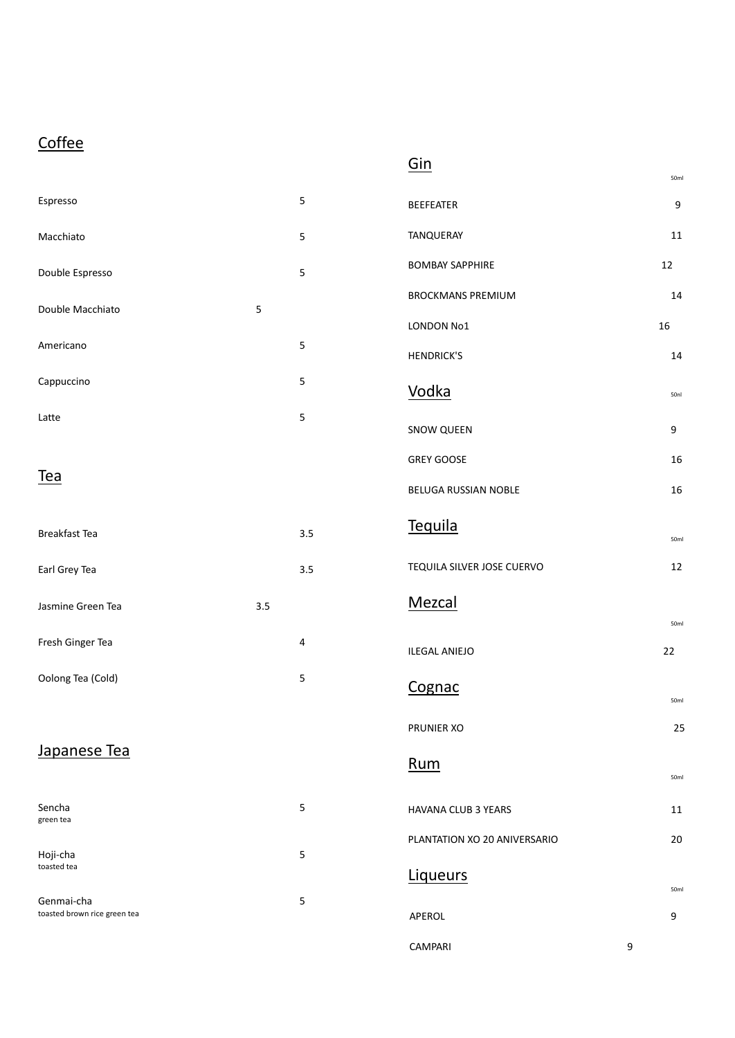## Coffee

| | |
|---|---|
| Espresso | 5 |
| Macchiato | 5 |
| Double Espresso | 5 |
| Double Macchiato | 5 |
| Americano | 5 |
| Cappuccino | 5 |
| Latte | 5 |

## Tea

| | |
|---|---|
| Breakfast Tea | 3.5 |
| Earl Grey Tea | 3.5 |
| Jasmine Green Tea | 3.5 |
| Fresh Ginger Tea | 4 |
| Oolong Tea (Cold) | 5 |

## Japanese Tea

| | |
|---|---|
| Sencha<br>green tea | 5 |
| Hoji-cha<br>toasted tea | 5 |
| Genmai-cha<br>toasted brown rice green tea | 5 |

## Gin

| | 50ml |
|---|---|
| BEEFEATER | 9 |
| TANQUERAY | 11 |
| BOMBAY SAPPHIRE | 12 |
| BROCKMANS PREMIUM | 14 |
| LONDON No1 | 16 |
| HENDRICK'S | 14 |

## Vodka

| | 50ml |
|---|---|
| SNOW QUEEN | 9 |
| GREY GOOSE | 16 |
| BELUGA RUSSIAN NOBLE | 16 |

## Tequila

| | 50ml |
|---|---|
| TEQUILA SILVER JOSE CUERVO | 12 |

## Mezcal

| | 50ml |
|---|---|
| ILEGAL ANIEJO | 22 |

## Cognac

| | 50ml |
|---|---|
| PRUNIER XO | 25 |

## Rum

| | 50ml |
|---|---|
| HAVANA CLUB 3 YEARS | 11 |
| PLANTATION XO 20 ANIVERSARIO | 20 |

## Liqueurs

| | 50ml |
|---|---|
| APEROL | 9 |
| CAMPARI | 9 |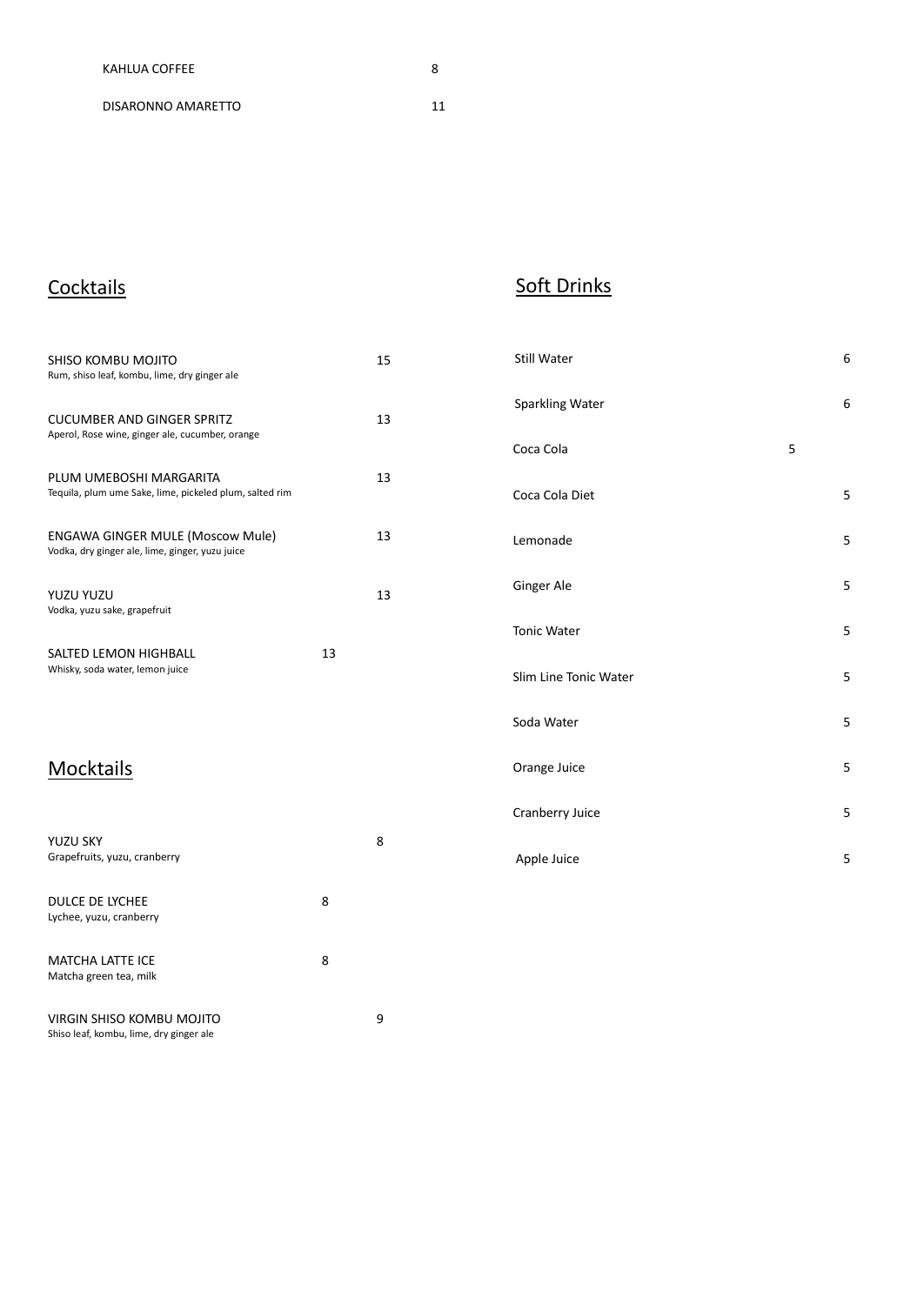KAHLUA COFFEE 8

DISARONNO AMARETTO 11

## Cocktails

SHISO KOMBU MOJITO 15
Rum, shiso leaf, kombu, lime, dry ginger ale

CUCUMBER AND GINGER SPRITZ 13
Aperol, Rose wine, ginger ale, cucumber, orange

PLUM UMEBOSHI MARGARITA 13
Tequila, plum ume Sake, lime, pickeled plum, salted rim

ENGAWA GINGER MULE (Moscow Mule) 13
Vodka, dry ginger ale, lime, ginger, yuzu juice

YUZU YUZU 13
Vodka, yuzu sake, grapefruit

SALTED LEMON HIGHBALL 13
Whisky, soda water, lemon juice

## Mocktails

YUZU SKY 8
Grapefruits, yuzu, cranberry

DULCE DE LYCHEE 8
Lychee, yuzu, cranberry

MATCHA LATTE ICE 8
Matcha green tea, milk

VIRGIN SHISO KOMBU MOJITO 9
Shiso leaf, kombu, lime, dry ginger ale

## Soft Drinks

Still Water 6

Sparkling Water 6

Coca Cola 5

Coca Cola Diet 5

Lemonade 5

Ginger Ale 5

Tonic Water 5

Slim Line Tonic Water 5

Soda Water 5

Orange Juice 5

Cranberry Juice 5

Apple Juice 5